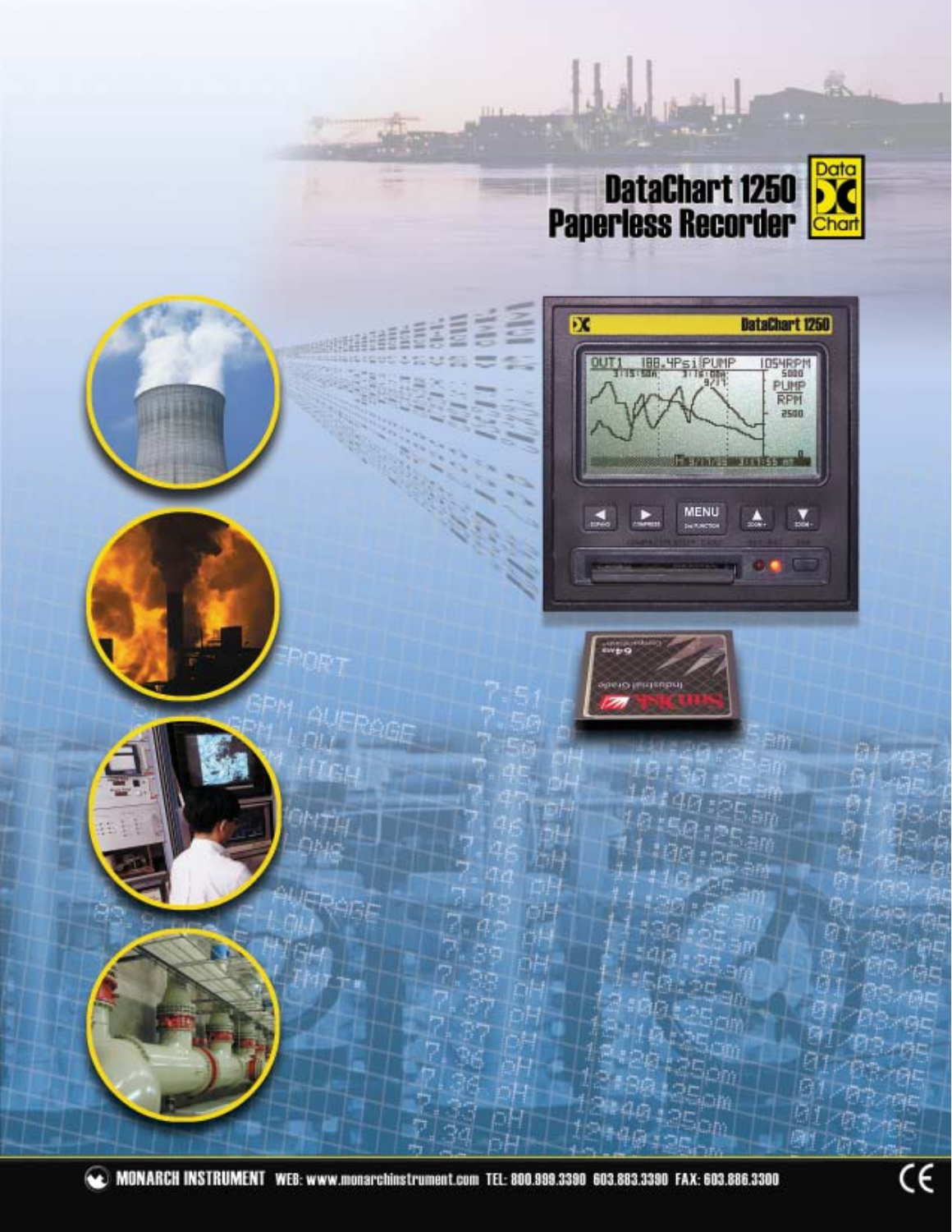# DataChart 1250 Paperless Recorder

MONARCH INSTRUMENT WEB: www.monarchinstrument.com TEL: 800.999.3390 603.883.3390 FAX: 603.886.3300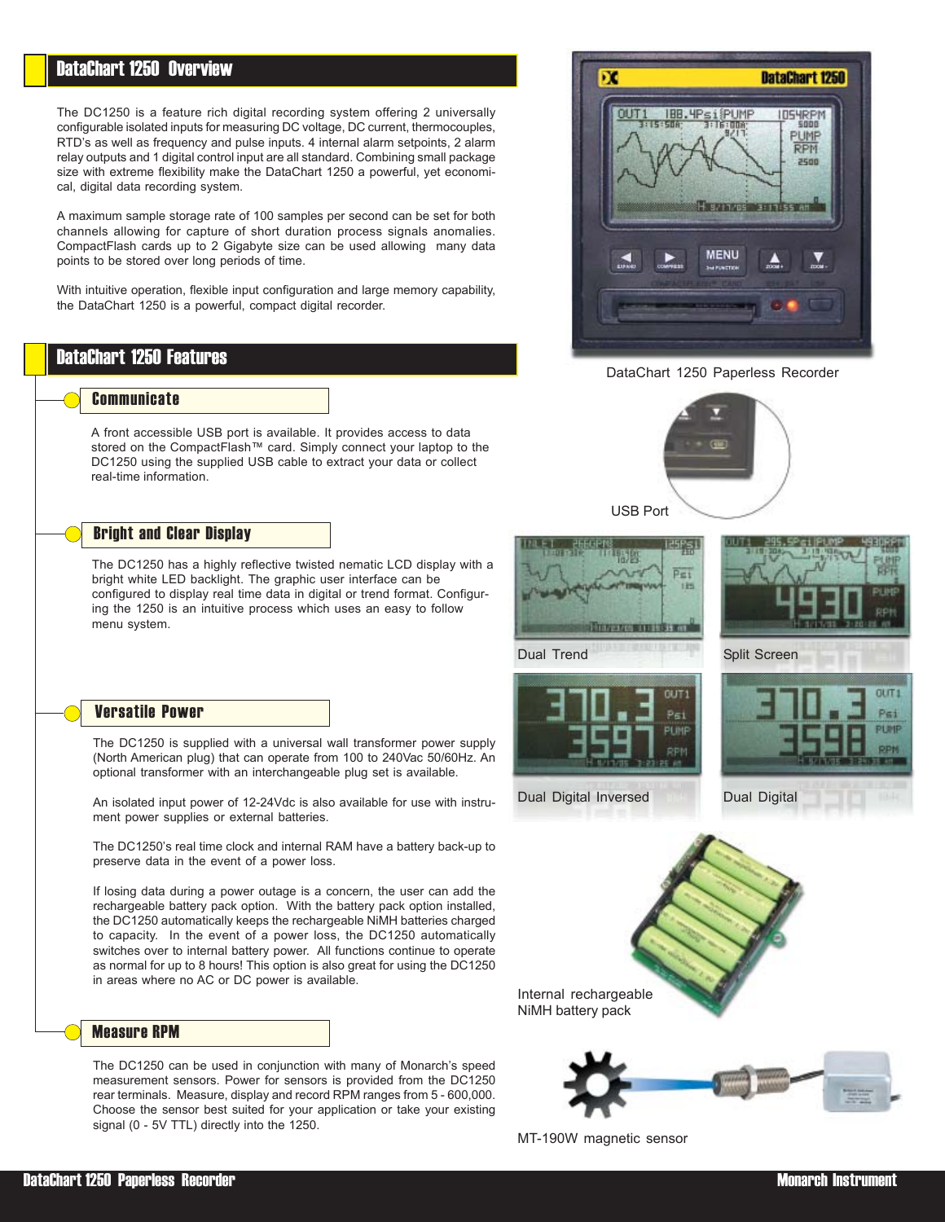## DataChart 1250 Overview

The DC1250 is a feature rich digital recording system offering 2 universally configurable isolated inputs for measuring DC voltage, DC current, thermocouples, RTD's as well as frequency and pulse inputs. 4 internal alarm setpoints, 2 alarm relay outputs and 1 digital control input are all standard. Combining small package size with extreme flexibility make the DataChart 1250 a powerful, yet economical, digital data recording system.

A maximum sample storage rate of 100 samples per second can be set for both channels allowing for capture of short duration process signals anomalies. CompactFlash cards up to 2 Gigabyte size can be used allowing many data points to be stored over long periods of time.

With intuitive operation, flexible input configuration and large memory capability, the DataChart 1250 is a powerful, compact digital recorder.

## DataChart 1250 Features

### Communicate

A front accessible USB port is available. It provides access to data stored on the CompactFlash™ card. Simply connect your laptop to the DC1250 using the supplied USB cable to extract your data or collect real-time information.

### Bright and Clear Display

The DC1250 has a highly reflective twisted nematic LCD display with a bright white LED backlight. The graphic user interface can be configured to display real time data in digital or trend format. Configuring the 1250 is an intuitive process which uses an easy to follow menu system.

### Versatile Power

The DC1250 is supplied with a universal wall transformer power supply (North American plug) that can operate from 100 to 240Vac 50/60Hz. An optional transformer with an interchangeable plug set is available.

An isolated input power of 12-24Vdc is also available for use with instrument power supplies or external batteries.

The DC1250's real time clock and internal RAM have a battery back-up to preserve data in the event of a power loss.

If losing data during a power outage is a concern, the user can add the rechargeable battery pack option. With the battery pack option installed, the DC1250 automatically keeps the rechargeable NiMH batteries charged to capacity. In the event of a power loss, the DC1250 automatically switches over to internal battery power. All functions continue to operate as normal for up to 8 hours! This option is also great for using the DC1250 in areas where no AC or DC power is available.

### Measure RPM

The DC1250 can be used in conjunction with many of Monarch's speed measurement sensors. Power for sensors is provided from the DC1250 rear terminals. Measure, display and record RPM ranges from 5 - 600,000. Choose the sensor best suited for your application or take your existing signal (0 - 5V TTL) directly into the 1250.

DataChart 1250 Paperless Recorder

USB Port

Dual Trend

Split Screen

Dual Digital Inversed

Dual Digital

Internal rechargeable NiMH battery pack

MT-190W magnetic sensor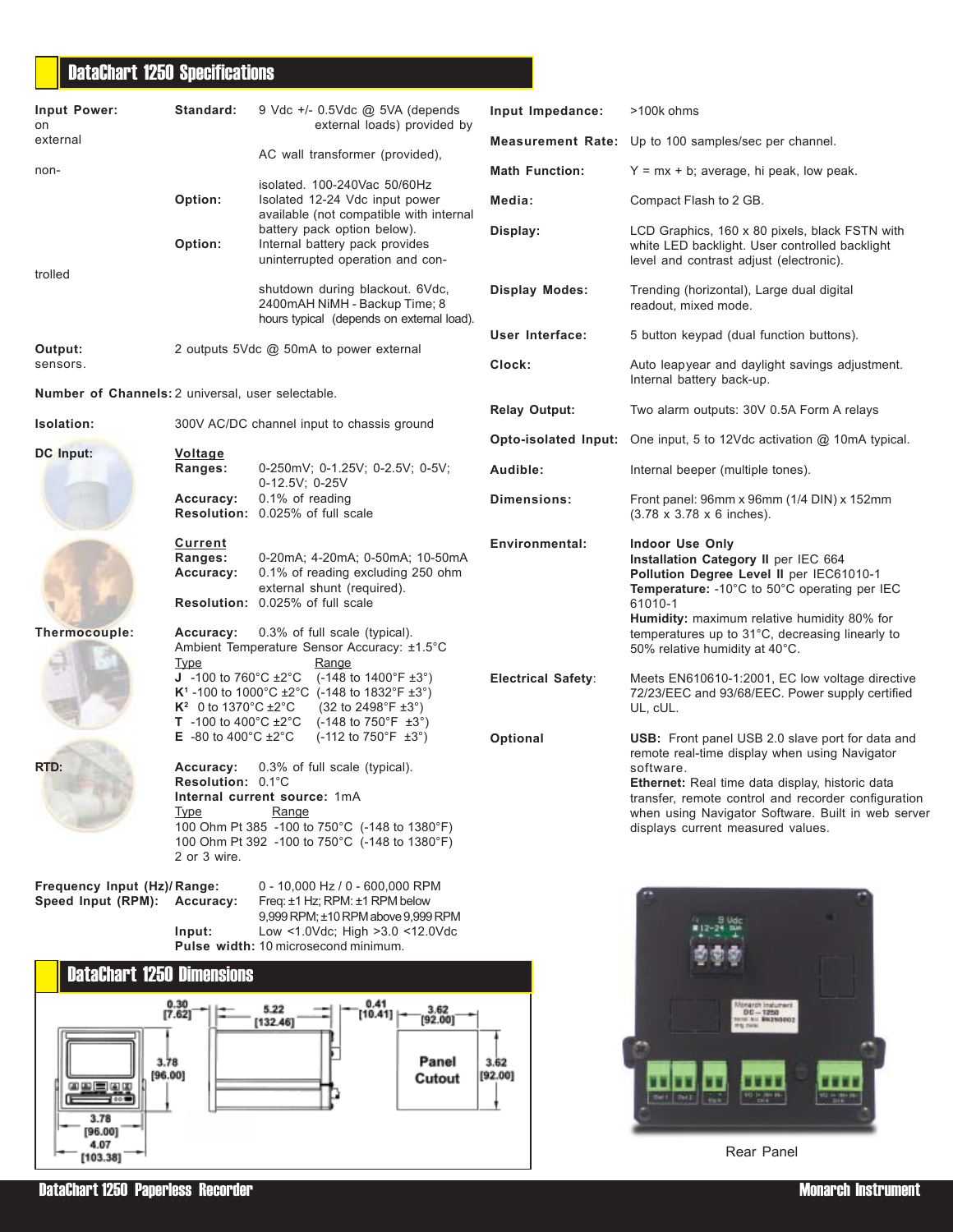## DataChart 1250 Specifications

**Input Power:**
- **Standard:** 9 Vdc +/- 0.5Vdc @ 5VA (depends on external loads) provided by external AC wall transformer (provided), non-isolated. 100-240Vac 50/60Hz
- **Option:** Isolated 12-24 Vdc input power available (not compatible with internal battery pack option below).
- **Option:** Internal battery pack provides uninterrupted operation and controlled shutdown during blackout. 6Vdc, 2400mAH NiMH - Backup Time; 8 hours typical (depends on external load).

**Output:** 2 outputs 5Vdc @ 50mA to power external sensors.

**Number of Channels:** 2 universal, user selectable.

**Isolation:** 300V AC/DC channel input to chassis ground

**DC Input:**

Voltage
- **Ranges:** 0-250mV; 0-1.25V; 0-2.5V; 0-5V; 0-12.5V; 0-25V
- **Accuracy:** 0.1% of reading
- **Resolution:** 0.025% of full scale

Current
- **Ranges:** 0-20mA; 4-20mA; 0-50mA; 10-50mA
- **Accuracy:** 0.1% of reading excluding 250 ohm external shunt (required).
- **Resolution:** 0.025% of full scale

**Thermocouple:**
- **Accuracy:** 0.3% of full scale (typical).
- Ambient Temperature Sensor Accuracy: ±1.5°C

| Type | Range |
|---|---|
| J -100 to 760°C ±2°C | (-148 to 1400°F ±3°) |
| K[1] -100 to 1000°C ±2°C | (-148 to 1832°F ±3°) |
| K[2] 0 to 1370°C ±2°C | (32 to 2498°F ±3°) |
| T -100 to 400°C ±2°C | (-148 to 750°F ±3°) |
| E -80 to 400°C ±2°C | (-112 to 750°F ±3°) |

**RTD:**
- **Accuracy:** 0.3% of full scale (typical).
- **Resolution:** 0.1°C
- **Internal current source:** 1mA

| Type | Range |
|---|---|
| 100 Ohm Pt 385 | -100 to 750°C (-148 to 1380°F) |
| 100 Ohm Pt 392 | -100 to 750°C (-148 to 1380°F) |

2 or 3 wire.

**Frequency Input (Hz)/ Speed Input (RPM):**
- **Range:** 0 - 10,000 Hz / 0 - 600,000 RPM
- **Accuracy:** Freq: ±1 Hz; RPM: ±1 RPM below 9,999 RPM; ±10 RPM above 9,999 RPM
- **Input:** Low <1.0Vdc; High >3.0 <12.0Vdc
- **Pulse width:** 10 microsecond minimum.

**Input Impedance:** >100k ohms

**Measurement Rate:** Up to 100 samples/sec per channel.

**Math Function:** Y = mx + b; average, hi peak, low peak.

**Media:** Compact Flash to 2 GB.

**Display:** LCD Graphics, 160 x 80 pixels, black FSTN with white LED backlight. User controlled backlight level and contrast adjust (electronic).

**Display Modes:** Trending (horizontal), Large dual digital readout, mixed mode.

**User Interface:** 5 button keypad (dual function buttons).

**Clock:** Auto leapyear and daylight savings adjustment. Internal battery back-up.

**Relay Output:** Two alarm outputs: 30V 0.5A Form A relays

**Opto-isolated Input:** One input, 5 to 12Vdc activation @ 10mA typical.

**Audible:** Internal beeper (multiple tones).

**Dimensions:** Front panel: 96mm x 96mm (1/4 DIN) x 152mm (3.78 x 3.78 x 6 inches).

**Environmental:**
- **Indoor Use Only**
- **Installation Category II** per IEC 664
- **Pollution Degree Level II** per IEC61010-1
- **Temperature:** -10°C to 50°C operating per IEC 61010-1
- **Humidity:** maximum relative humidity 80% for temperatures up to 31°C, decreasing linearly to 50% relative humidity at 40°C.

**Electrical Safety:** Meets EN610610-1:2001, EC low voltage directive 72/23/EEC and 93/68/EEC. Power supply certified UL, cUL.

**Optional**
- **USB:** Front panel USB 2.0 slave port for data and remote real-time display when using Navigator software.
- **Ethernet:** Real time display, historic data transfer, remote control and recorder configuration when using Navigator Software. Built in web server displays current measured values.

## DataChart 1250 Dimensions

0.30 [7.62] | 5.22 [132.46] | 0.41 [10.41] | 3.62 [92.00] | 3.78 [96.00] | 3.78 [96.00] | 4.07 [103.38] | Panel Cutout 3.62 [92.00]

Rear Panel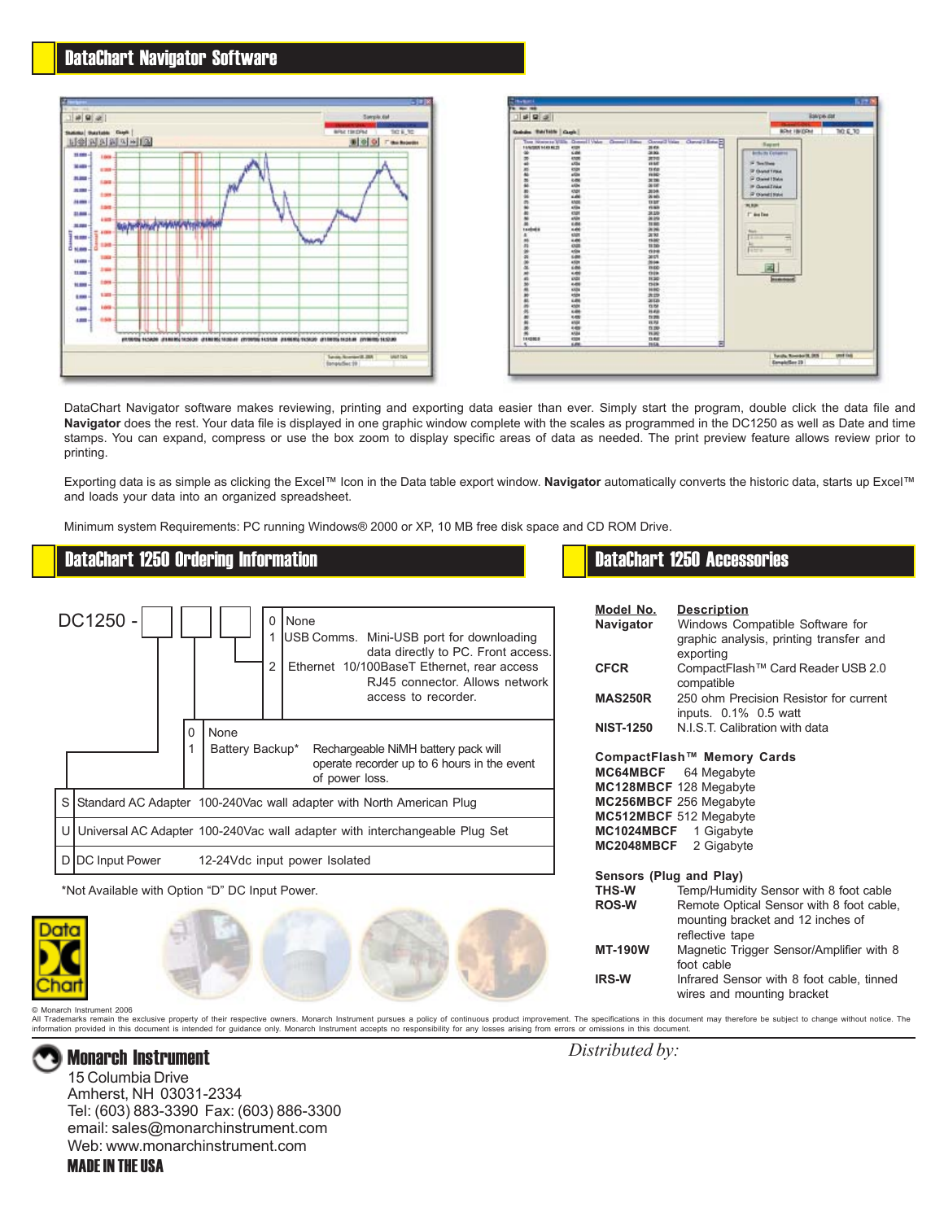## DataChart Navigator Software

DataChart Navigator software makes reviewing, printing and exporting data easier than ever. Simply start the program, double click the data file and **Navigator** does the rest. Your data file is displayed in one graphic window complete with the scales as programmed in the DC1250 as well as Date and time stamps. You can expand, compress or use the box zoom to display specific areas of data as needed. The print preview feature allows review prior to printing.

Exporting data is as simple as clicking the Excel™ Icon in the Data table export window. **Navigator** automatically converts the historic data, starts up Excel™ and loads your data into an organized spreadsheet.

Minimum system Requirements: PC running Windows® 2000 or XP, 10 MB free disk space and CD ROM Drive.

## DataChart 1250 Ordering Information

DC1250 - [ ] [ ] [ ]

**Communications option (third box):**

| Code | Option | Description |
|---|---|---|
| 0 | None | |
| 1 | USB Comms. | Mini-USB port for downloading data directly to PC. Front access. |
| 2 | Ethernet | 10/100BaseT Ethernet, rear access RJ45 connector. Allows network access to recorder. |

**Battery option (second box):**

| Code | Option | Description |
|---|---|---|
| 0 | None | |
| 1 | Battery Backup* | Rechargeable NiMH battery pack will operate recorder up to 6 hours in the event of power loss. |

**Power option (first box):**

| Code | Option | Description |
|---|---|---|
| S | Standard AC Adapter | 100-240Vac wall adapter with North American Plug |
| U | Universal AC Adapter | 100-240Vac wall adapter with interchangeable Plug Set |
| D | DC Input Power | 12-24Vdc input power Isolated |

*Not Available with Option "D" DC Input Power.

## DataChart 1250 Accessories

| Model No. | Description |
|---|---|
| **Navigator** | Windows Compatible Software for graphic analysis, printing transfer and exporting |
| **CFCR** | CompactFlash™ Card Reader USB 2.0 compatible |
| **MAS250R** | 250 ohm Precision Resistor for current inputs. 0.1% 0.5 watt |
| **NIST-1250** | N.I.S.T. Calibration with data |

**CompactFlash™ Memory Cards**

| | |
|---|---|
| **MC64MBCF** | 64 Megabyte |
| **MC128MBCF** | 128 Megabyte |
| **MC256MBCF** | 256 Megabyte |
| **MC512MBCF** | 512 Megabyte |
| **MC1024MBCF** | 1 Gigabyte |
| **MC2048MBCF** | 2 Gigabyte |

**Sensors (Plug and Play)**

| | |
|---|---|
| **THS-W** | Temp/Humidity Sensor with 8 foot cable |
| **ROS-W** | Remote Optical Sensor with 8 foot cable, mounting bracket and 12 inches of reflective tape |
| **MT-190W** | Magnetic Trigger Sensor/Amplifier with 8 foot cable |
| **IRS-W** | Infrared Sensor with 8 foot cable, tinned wires and mounting bracket |

© Monarch Instrument 2006

All Trademarks remain the exclusive property of their respective owners. Monarch Instrument pursues a policy of continuous product improvement. The specifications in this document may therefore be subject to change without notice. The information provided in this document is intended for guidance only. Monarch Instrument accepts no responsibility for any losses arising from errors or omissions in this document.

**Monarch Instrument**
15 Columbia Drive
Amherst, NH 03031-2334
Tel: (603) 883-3390 Fax: (603) 886-3300
email: sales@monarchinstrument.com
Web: www.monarchinstrument.com
**MADE IN THE USA**

*Distributed by:*